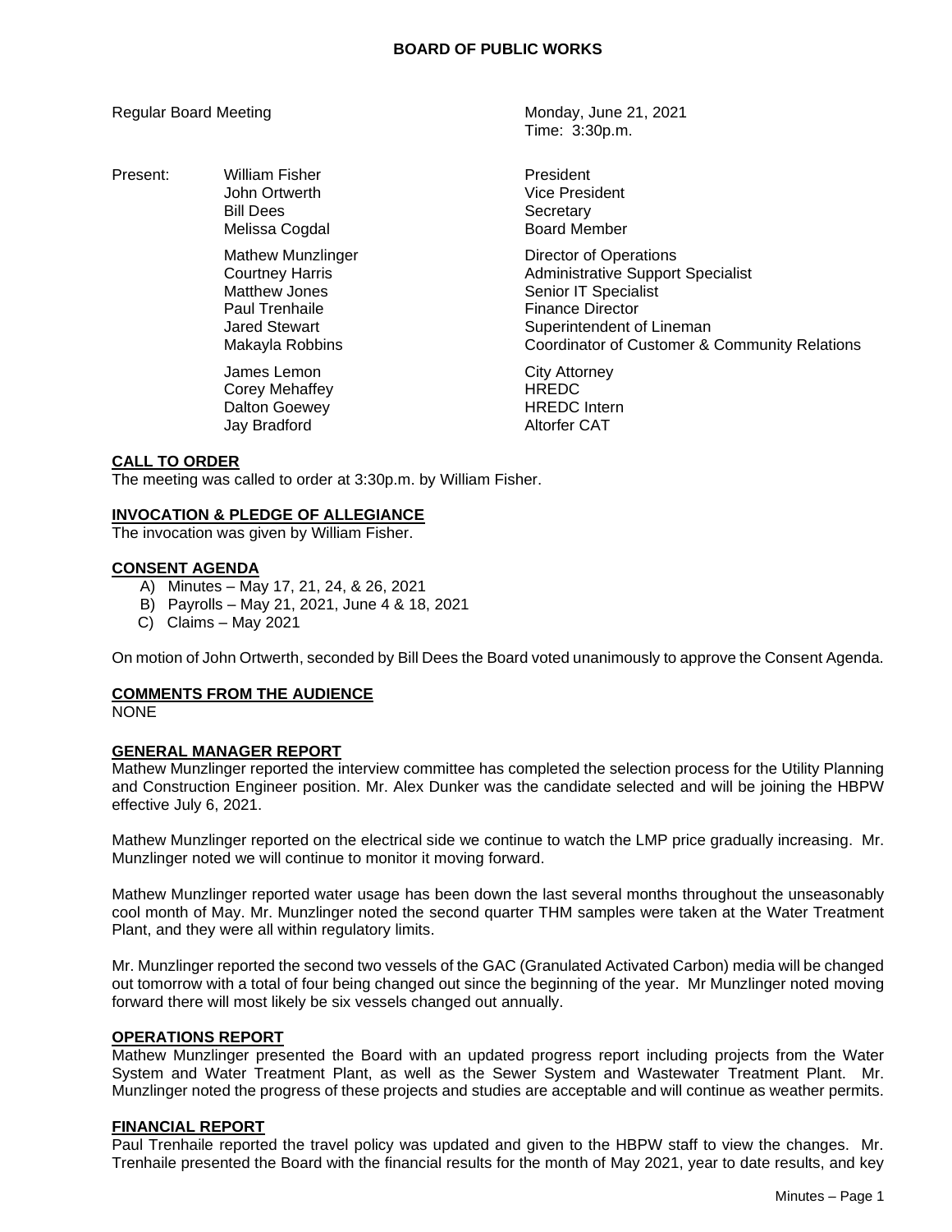# BOARD OF PUBLIC WORKS

Regular Board Meeting

Monday, June 21, 2021
Time: 3:30p.m.

| Present: | | |
|---|---|---|
| | William Fisher | President |
| | John Ortwerth | Vice President |
| | Bill Dees | Secretary |
| | Melissa Cogdal | Board Member |
| | Mathew Munzlinger | Director of Operations |
| | Courtney Harris | Administrative Support Specialist |
| | Matthew Jones | Senior IT Specialist |
| | Paul Trenhaile | Finance Director |
| | Jared Stewart | Superintendent of Lineman |
| | Makayla Robbins | Coordinator of Customer & Community Relations |
| | James Lemon | City Attorney |
| | Corey Mehaffey | HREDC |
| | Dalton Goewey | HREDC Intern |
| | Jay Bradford | Altorfer CAT |

## CALL TO ORDER

The meeting was called to order at 3:30p.m. by William Fisher.

## INVOCATION & PLEDGE OF ALLEGIANCE

The invocation was given by William Fisher.

## CONSENT AGENDA

A) Minutes – May 17, 21, 24, & 26, 2021
B) Payrolls – May 21, 2021, June 4 & 18, 2021
C) Claims – May 2021

On motion of John Ortwerth, seconded by Bill Dees the Board voted unanimously to approve the Consent Agenda.

## COMMENTS FROM THE AUDIENCE

NONE

## GENERAL MANAGER REPORT

Mathew Munzlinger reported the interview committee has completed the selection process for the Utility Planning and Construction Engineer position. Mr. Alex Dunker was the candidate selected and will be joining the HBPW effective July 6, 2021.

Mathew Munzlinger reported on the electrical side we continue to watch the LMP price gradually increasing. Mr. Munzlinger noted we will continue to monitor it moving forward.

Mathew Munzlinger reported water usage has been down the last several months throughout the unseasonably cool month of May. Mr. Munzlinger noted the second quarter THM samples were taken at the Water Treatment Plant, and they were all within regulatory limits.

Mr. Munzlinger reported the second two vessels of the GAC (Granulated Activated Carbon) media will be changed out tomorrow with a total of four being changed out since the beginning of the year. Mr Munzlinger noted moving forward there will most likely be six vessels changed out annually.

## OPERATIONS REPORT

Mathew Munzlinger presented the Board with an updated progress report including projects from the Water System and Water Treatment Plant, as well as the Sewer System and Wastewater Treatment Plant. Mr. Munzlinger noted the progress of these projects and studies are acceptable and will continue as weather permits.

## FINANCIAL REPORT

Paul Trenhaile reported the travel policy was updated and given to the HBPW staff to view the changes. Mr. Trenhaile presented the Board with the financial results for the month of May 2021, year to date results, and key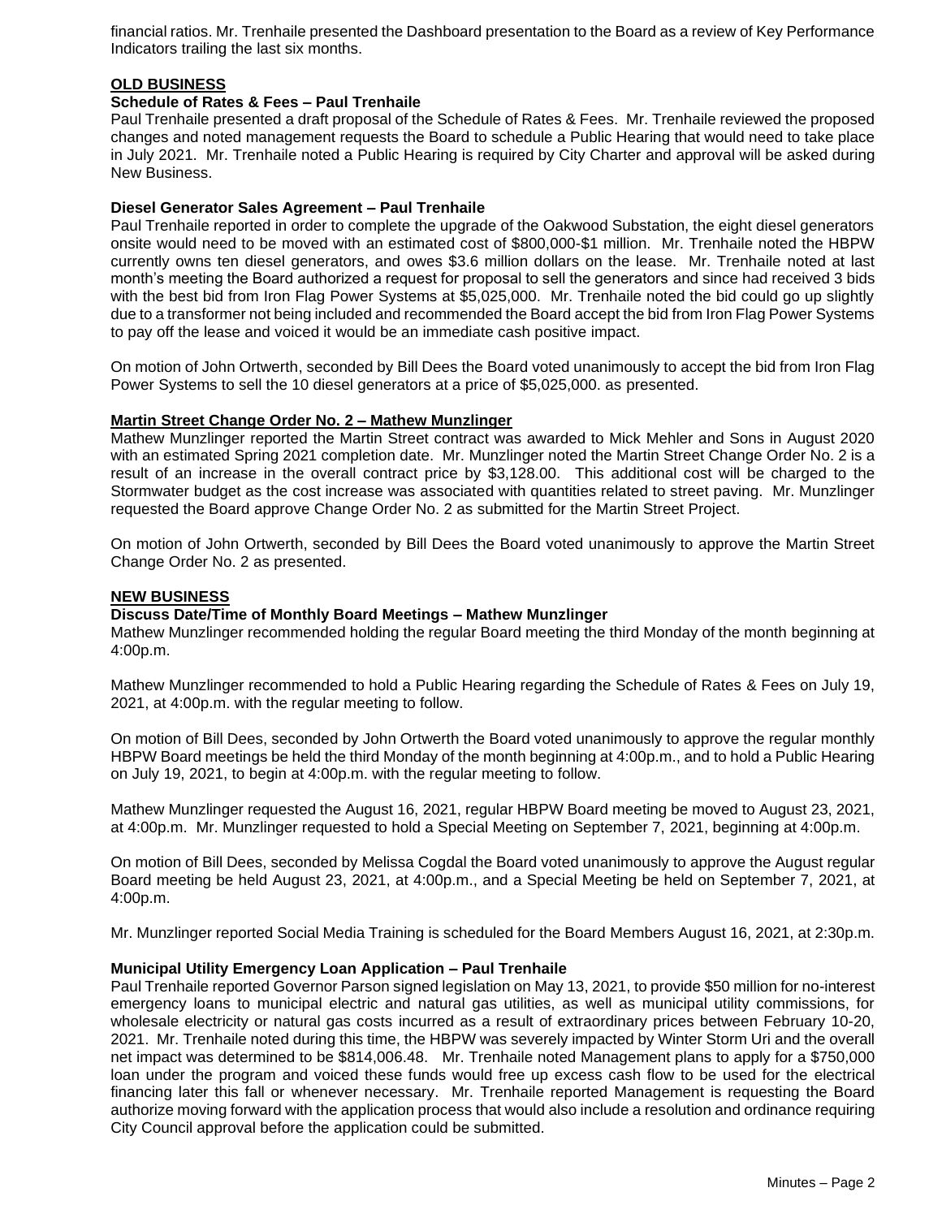financial ratios. Mr. Trenhaile presented the Dashboard presentation to the Board as a review of Key Performance Indicators trailing the last six months.

## OLD BUSINESS

### Schedule of Rates & Fees – Paul Trenhaile

Paul Trenhaile presented a draft proposal of the Schedule of Rates & Fees. Mr. Trenhaile reviewed the proposed changes and noted management requests the Board to schedule a Public Hearing that would need to take place in July 2021. Mr. Trenhaile noted a Public Hearing is required by City Charter and approval will be asked during New Business.

### Diesel Generator Sales Agreement – Paul Trenhaile

Paul Trenhaile reported in order to complete the upgrade of the Oakwood Substation, the eight diesel generators onsite would need to be moved with an estimated cost of $800,000-$1 million. Mr. Trenhaile noted the HBPW currently owns ten diesel generators, and owes $3.6 million dollars on the lease. Mr. Trenhaile noted at last month's meeting the Board authorized a request for proposal to sell the generators and since had received 3 bids with the best bid from Iron Flag Power Systems at $5,025,000. Mr. Trenhaile noted the bid could go up slightly due to a transformer not being included and recommended the Board accept the bid from Iron Flag Power Systems to pay off the lease and voiced it would be an immediate cash positive impact.

On motion of John Ortwerth, seconded by Bill Dees the Board voted unanimously to accept the bid from Iron Flag Power Systems to sell the 10 diesel generators at a price of $5,025,000. as presented.

### Martin Street Change Order No. 2 – Mathew Munzlinger

Mathew Munzlinger reported the Martin Street contract was awarded to Mick Mehler and Sons in August 2020 with an estimated Spring 2021 completion date. Mr. Munzlinger noted the Martin Street Change Order No. 2 is a result of an increase in the overall contract price by $3,128.00. This additional cost will be charged to the Stormwater budget as the cost increase was associated with quantities related to street paving. Mr. Munzlinger requested the Board approve Change Order No. 2 as submitted for the Martin Street Project.

On motion of John Ortwerth, seconded by Bill Dees the Board voted unanimously to approve the Martin Street Change Order No. 2 as presented.

## NEW BUSINESS

### Discuss Date/Time of Monthly Board Meetings – Mathew Munzlinger

Mathew Munzlinger recommended holding the regular Board meeting the third Monday of the month beginning at 4:00p.m.

Mathew Munzlinger recommended to hold a Public Hearing regarding the Schedule of Rates & Fees on July 19, 2021, at 4:00p.m. with the regular meeting to follow.

On motion of Bill Dees, seconded by John Ortwerth the Board voted unanimously to approve the regular monthly HBPW Board meetings be held the third Monday of the month beginning at 4:00p.m., and to hold a Public Hearing on July 19, 2021, to begin at 4:00p.m. with the regular meeting to follow.

Mathew Munzlinger requested the August 16, 2021, regular HBPW Board meeting be moved to August 23, 2021, at 4:00p.m. Mr. Munzlinger requested to hold a Special Meeting on September 7, 2021, beginning at 4:00p.m.

On motion of Bill Dees, seconded by Melissa Cogdal the Board voted unanimously to approve the August regular Board meeting be held August 23, 2021, at 4:00p.m., and a Special Meeting be held on September 7, 2021, at 4:00p.m.

Mr. Munzlinger reported Social Media Training is scheduled for the Board Members August 16, 2021, at 2:30p.m.

### Municipal Utility Emergency Loan Application – Paul Trenhaile

Paul Trenhaile reported Governor Parson signed legislation on May 13, 2021, to provide $50 million for no-interest emergency loans to municipal electric and natural gas utilities, as well as municipal utility commissions, for wholesale electricity or natural gas costs incurred as a result of extraordinary prices between February 10-20, 2021. Mr. Trenhaile noted during this time, the HBPW was severely impacted by Winter Storm Uri and the overall net impact was determined to be $814,006.48. Mr. Trenhaile noted Management plans to apply for a $750,000 loan under the program and voiced these funds would free up excess cash flow to be used for the electrical financing later this fall or whenever necessary. Mr. Trenhaile reported Management is requesting the Board authorize moving forward with the application process that would also include a resolution and ordinance requiring City Council approval before the application could be submitted.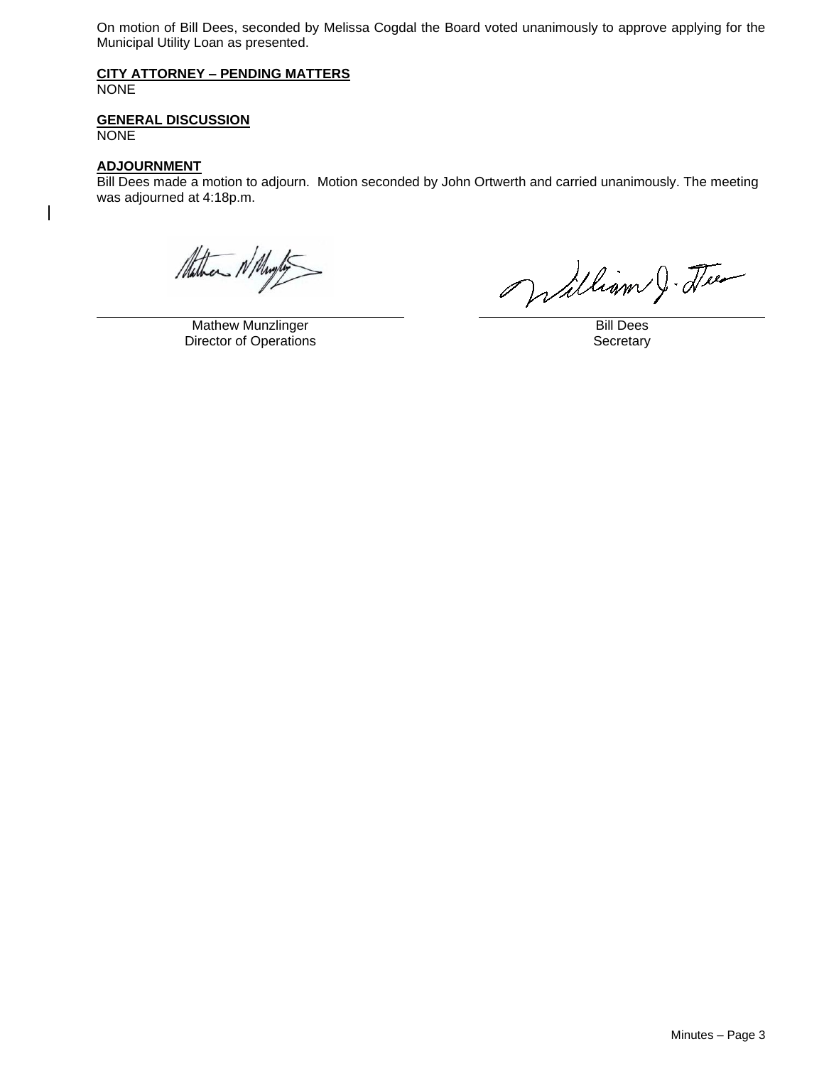On motion of Bill Dees, seconded by Melissa Cogdal the Board voted unanimously to approve applying for the Municipal Utility Loan as presented.

**CITY ATTORNEY – PENDING MATTERS**
NONE

**GENERAL DISCUSSION**
NONE

**ADJOURNMENT**
Bill Dees made a motion to adjourn. Motion seconded by John Ortwerth and carried unanimously. The meeting was adjourned at 4:18p.m.

| | |
|---|---|
| Mathew Munzlinger | Bill Dees |
| Director of Operations | Secretary |